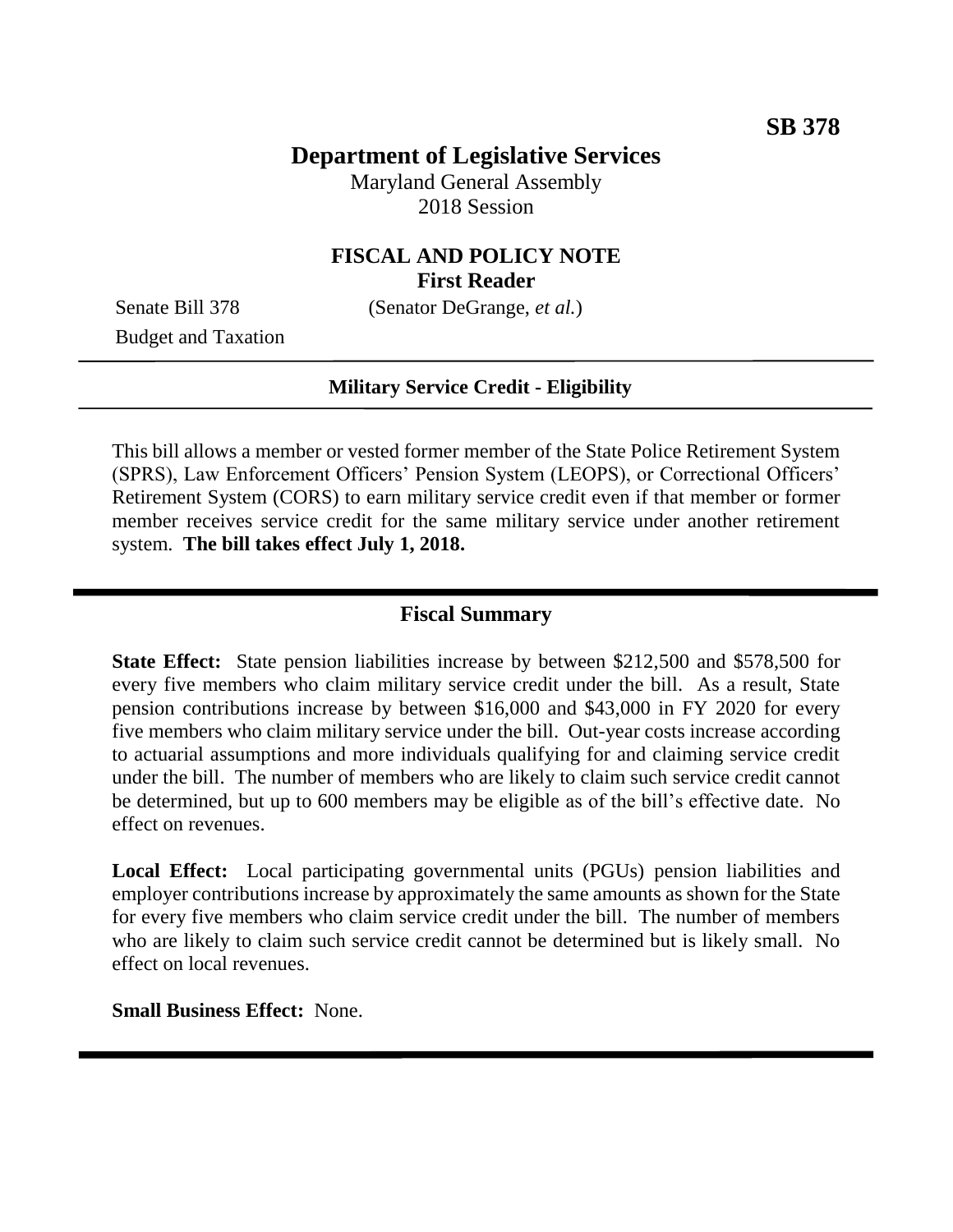**SB 378**

# Department of Legislative Services

Maryland General Assembly
2018 Session

## FISCAL AND POLICY NOTE
**First Reader**

Senate Bill 378 (Senator DeGrange, *et al.*)
Budget and Taxation

**Military Service Credit - Eligibility**

This bill allows a member or vested former member of the State Police Retirement System (SPRS), Law Enforcement Officers' Pension System (LEOPS), or Correctional Officers' Retirement System (CORS) to earn military service credit even if that member or former member receives service credit for the same military service under another retirement system. **The bill takes effect July 1, 2018.**

## Fiscal Summary

**State Effect:** State pension liabilities increase by between $212,500 and $578,500 for every five members who claim military service credit under the bill. As a result, State pension contributions increase by between $16,000 and $43,000 in FY 2020 for every five members who claim military service under the bill. Out-year costs increase according to actuarial assumptions and more individuals qualifying for and claiming service credit under the bill. The number of members who are likely to claim such service credit cannot be determined, but up to 600 members may be eligible as of the bill's effective date. No effect on revenues.

**Local Effect:** Local participating governmental units (PGUs) pension liabilities and employer contributions increase by approximately the same amounts as shown for the State for every five members who claim service credit under the bill. The number of members who are likely to claim such service credit cannot be determined but is likely small. No effect on local revenues.

**Small Business Effect:** None.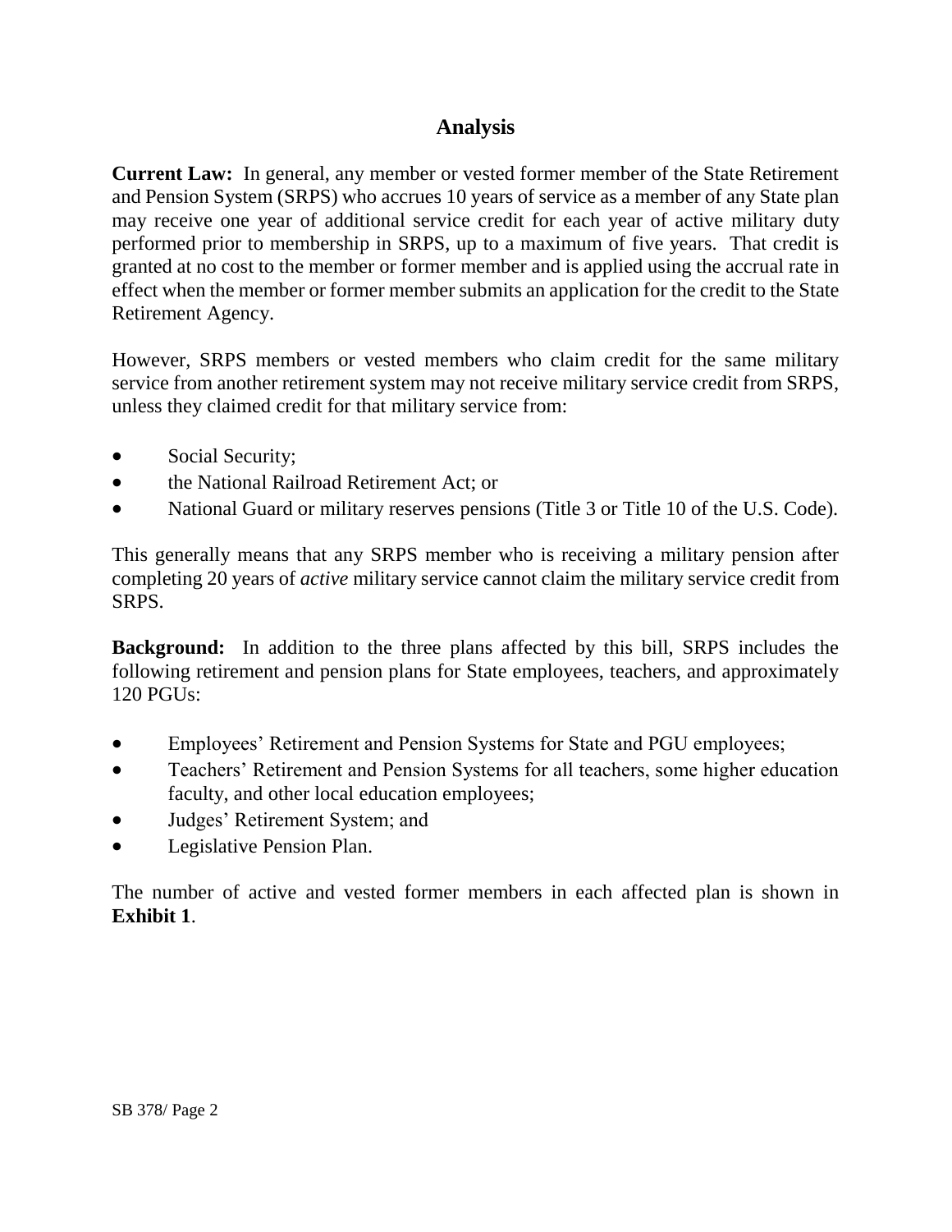## Analysis

**Current Law:** In general, any member or vested former member of the State Retirement and Pension System (SRPS) who accrues 10 years of service as a member of any State plan may receive one year of additional service credit for each year of active military duty performed prior to membership in SRPS, up to a maximum of five years. That credit is granted at no cost to the member or former member and is applied using the accrual rate in effect when the member or former member submits an application for the credit to the State Retirement Agency.

However, SRPS members or vested members who claim credit for the same military service from another retirement system may not receive military service credit from SRPS, unless they claimed credit for that military service from:

- Social Security;
- the National Railroad Retirement Act; or
- National Guard or military reserves pensions (Title 3 or Title 10 of the U.S. Code).

This generally means that any SRPS member who is receiving a military pension after completing 20 years of *active* military service cannot claim the military service credit from SRPS.

**Background:** In addition to the three plans affected by this bill, SRPS includes the following retirement and pension plans for State employees, teachers, and approximately 120 PGUs:

- Employees' Retirement and Pension Systems for State and PGU employees;
- Teachers' Retirement and Pension Systems for all teachers, some higher education faculty, and other local education employees;
- Judges' Retirement System; and
- Legislative Pension Plan.

The number of active and vested former members in each affected plan is shown in **Exhibit 1**.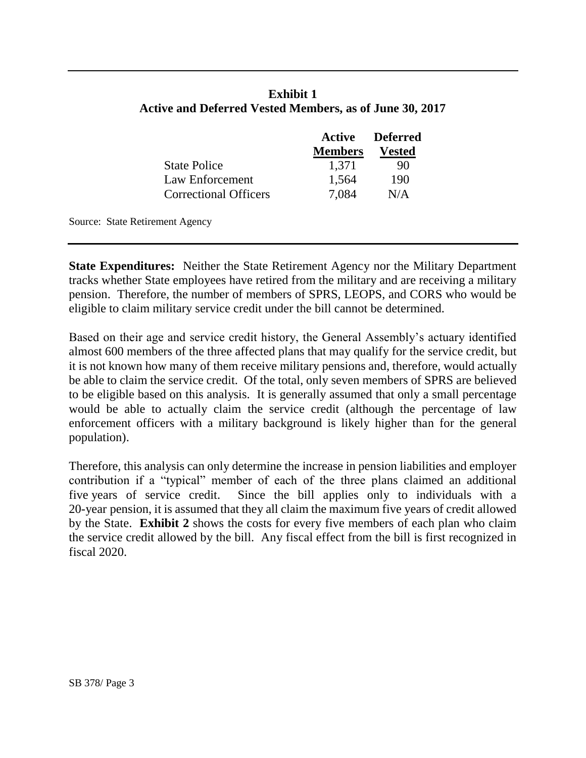**Exhibit 1**
**Active and Deferred Vested Members, as of June 30, 2017**

| | Active Members | Deferred Vested |
|---|---|---|
| State Police | 1,371 | 90 |
| Law Enforcement | 1,564 | 190 |
| Correctional Officers | 7,084 | N/A |

Source: State Retirement Agency

**State Expenditures:** Neither the State Retirement Agency nor the Military Department tracks whether State employees have retired from the military and are receiving a military pension. Therefore, the number of members of SPRS, LEOPS, and CORS who would be eligible to claim military service credit under the bill cannot be determined.

Based on their age and service credit history, the General Assembly's actuary identified almost 600 members of the three affected plans that may qualify for the service credit, but it is not known how many of them receive military pensions and, therefore, would actually be able to claim the service credit. Of the total, only seven members of SPRS are believed to be eligible based on this analysis. It is generally assumed that only a small percentage would be able to actually claim the service credit (although the percentage of law enforcement officers with a military background is likely higher than for the general population).

Therefore, this analysis can only determine the increase in pension liabilities and employer contribution if a "typical" member of each of the three plans claimed an additional five years of service credit. Since the bill applies only to individuals with a 20-year pension, it is assumed that they all claim the maximum five years of credit allowed by the State. **Exhibit 2** shows the costs for every five members of each plan who claim the service credit allowed by the bill. Any fiscal effect from the bill is first recognized in fiscal 2020.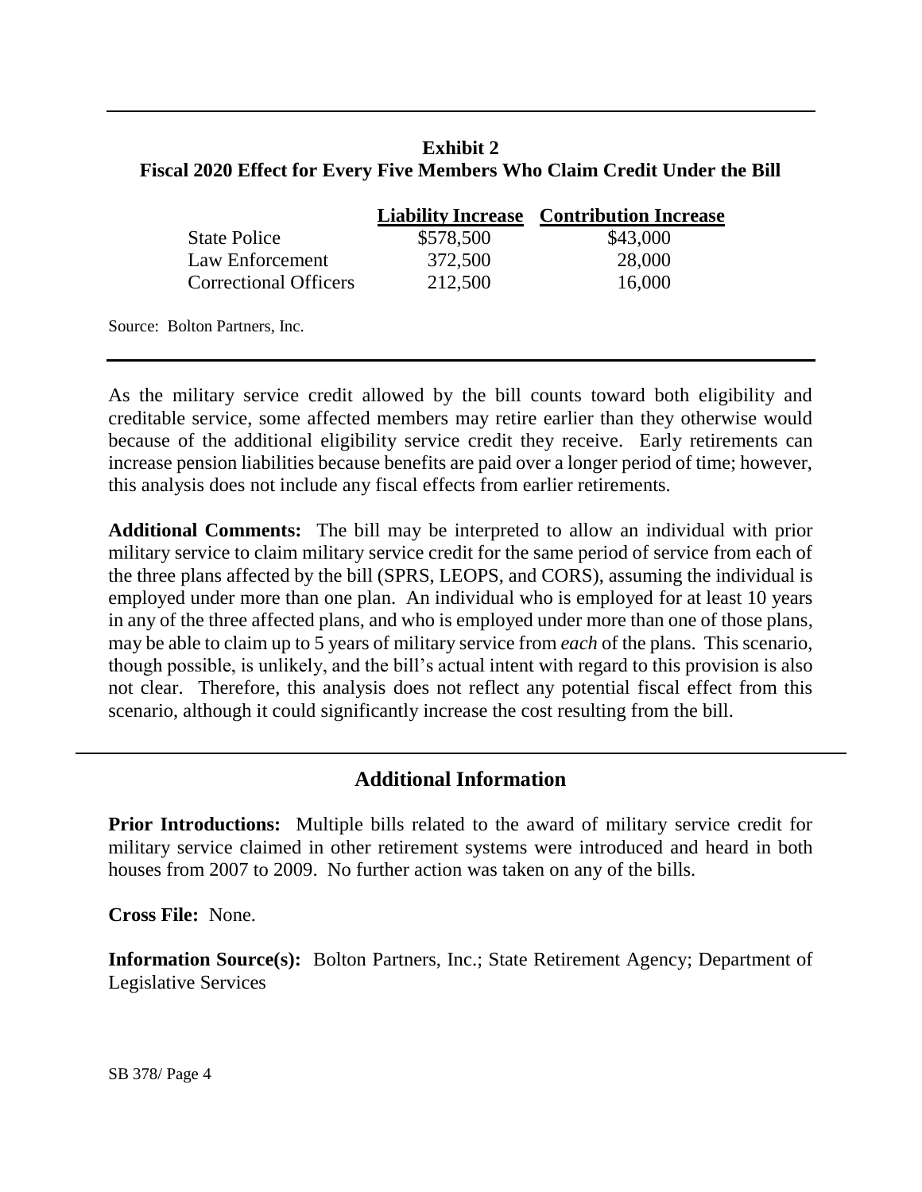**Exhibit 2**
**Fiscal 2020 Effect for Every Five Members Who Claim Credit Under the Bill**

| | Liability Increase | Contribution Increase |
|---|---|---|
| State Police | $578,500 | $43,000 |
| Law Enforcement | 372,500 | 28,000 |
| Correctional Officers | 212,500 | 16,000 |

Source: Bolton Partners, Inc.

As the military service credit allowed by the bill counts toward both eligibility and creditable service, some affected members may retire earlier than they otherwise would because of the additional eligibility service credit they receive. Early retirements can increase pension liabilities because benefits are paid over a longer period of time; however, this analysis does not include any fiscal effects from earlier retirements.

**Additional Comments:** The bill may be interpreted to allow an individual with prior military service to claim military service credit for the same period of service from each of the three plans affected by the bill (SPRS, LEOPS, and CORS), assuming the individual is employed under more than one plan. An individual who is employed for at least 10 years in any of the three affected plans, and who is employed under more than one of those plans, may be able to claim up to 5 years of military service from *each* of the plans. This scenario, though possible, is unlikely, and the bill's actual intent with regard to this provision is also not clear. Therefore, this analysis does not reflect any potential fiscal effect from this scenario, although it could significantly increase the cost resulting from the bill.

## Additional Information

**Prior Introductions:** Multiple bills related to the award of military service credit for military service claimed in other retirement systems were introduced and heard in both houses from 2007 to 2009. No further action was taken on any of the bills.

**Cross File:** None.

**Information Source(s):** Bolton Partners, Inc.; State Retirement Agency; Department of Legislative Services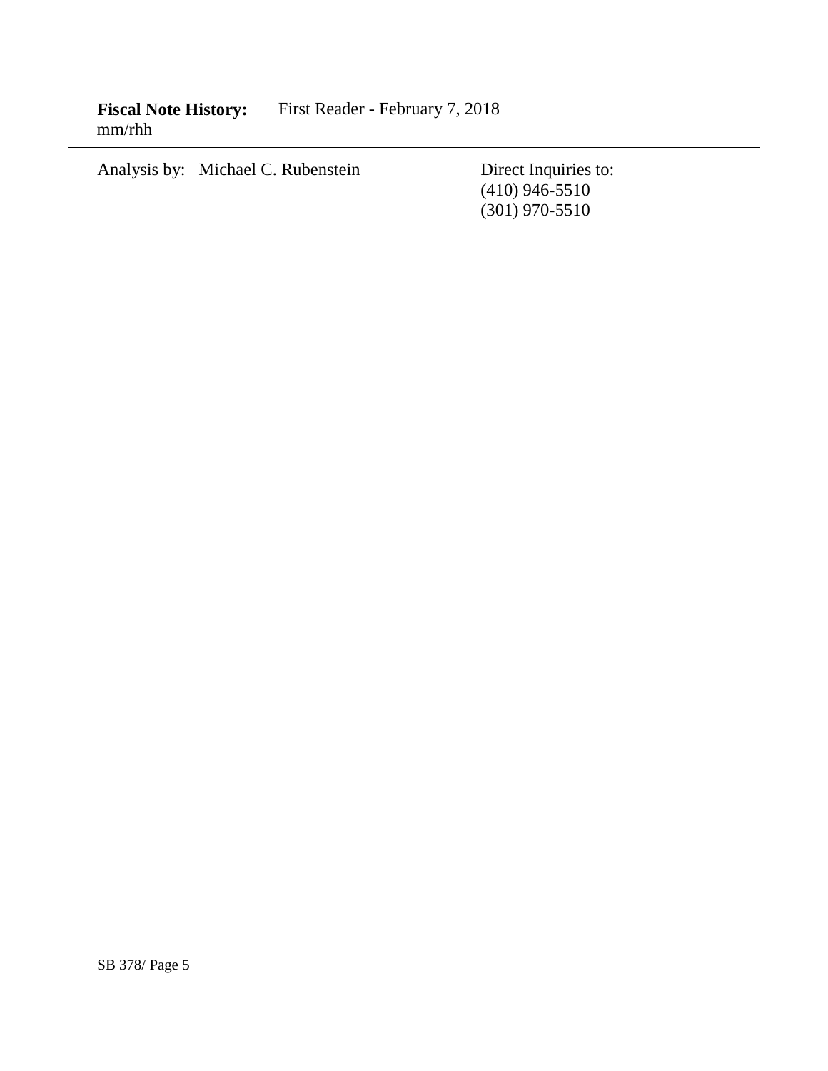**Fiscal Note History:** First Reader - February 7, 2018
mm/rhh

---

Analysis by: Michael C. Rubenstein

Direct Inquiries to:
(410) 946-5510
(301) 970-5510